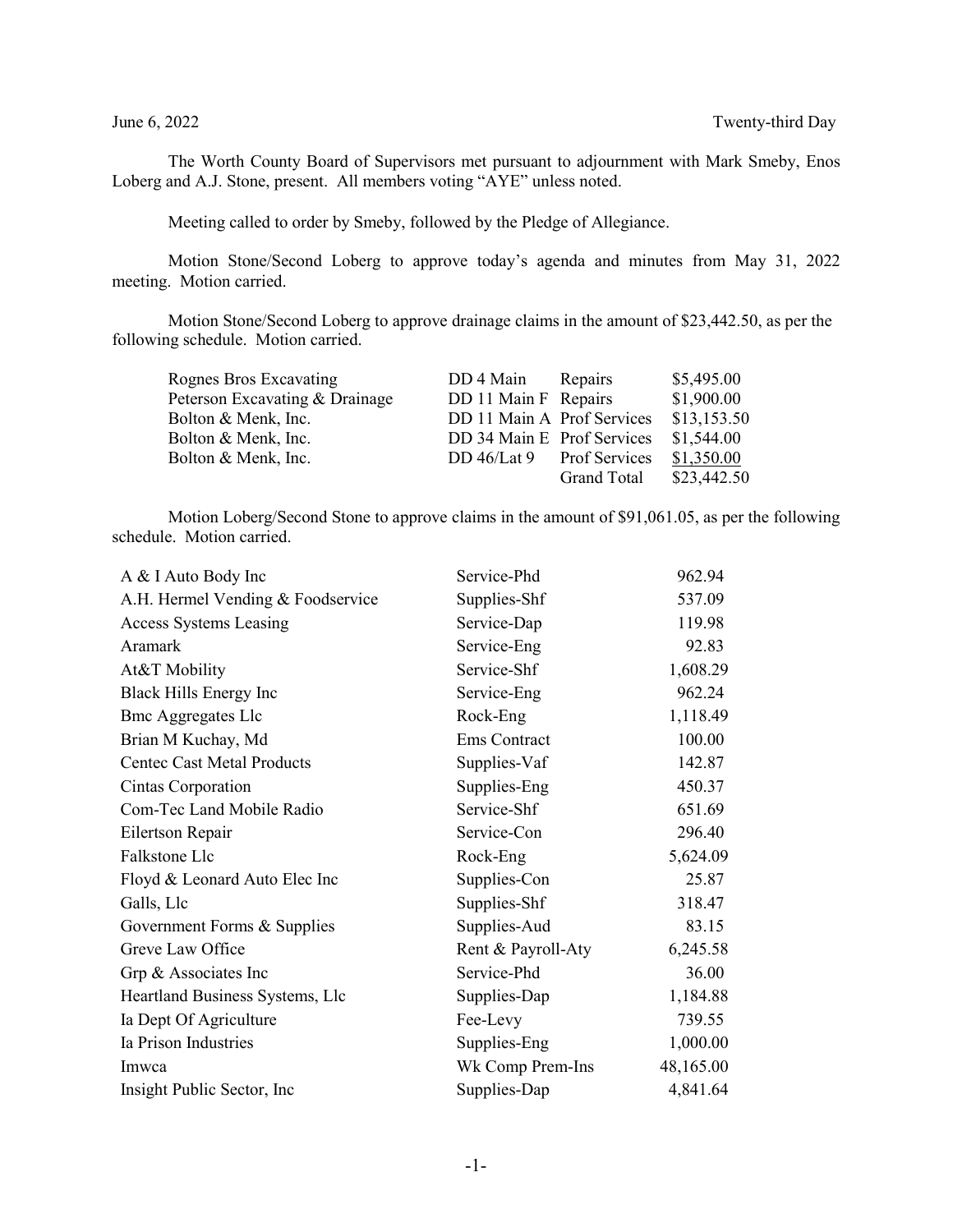June 6, 2022 Twenty-third Day

The Worth County Board of Supervisors met pursuant to adjournment with Mark Smeby, Enos Loberg and A.J. Stone, present. All members voting "AYE" unless noted.

Meeting called to order by Smeby, followed by the Pledge of Allegiance.

Motion Stone/Second Loberg to approve today's agenda and minutes from May 31, 2022 meeting. Motion carried.

Motion Stone/Second Loberg to approve drainage claims in the amount of $23,442.50, as per the following schedule. Motion carried.

| | | | |
|---|---|---|---|
| Rognes Bros Excavating | DD 4 Main | Repairs | $5,495.00 |
| Peterson Excavating & Drainage | DD 11 Main F | Repairs | $1,900.00 |
| Bolton & Menk, Inc. | DD 11 Main A | Prof Services | $13,153.50 |
| Bolton & Menk, Inc. | DD 34 Main E | Prof Services | $1,544.00 |
| Bolton & Menk, Inc. | DD 46/Lat 9 | Prof Services | $1,350.00 |
| | | Grand Total | $23,442.50 |

Motion Loberg/Second Stone to approve claims in the amount of $91,061.05, as per the following schedule. Motion carried.

| | | |
|---|---|---|
| A & I Auto Body Inc | Service-Phd | 962.94 |
| A.H. Hermel Vending & Foodservice | Supplies-Shf | 537.09 |
| Access Systems Leasing | Service-Dap | 119.98 |
| Aramark | Service-Eng | 92.83 |
| At&T Mobility | Service-Shf | 1,608.29 |
| Black Hills Energy Inc | Service-Eng | 962.24 |
| Bmc Aggregates Llc | Rock-Eng | 1,118.49 |
| Brian M Kuchay, Md | Ems Contract | 100.00 |
| Centec Cast Metal Products | Supplies-Vaf | 142.87 |
| Cintas Corporation | Supplies-Eng | 450.37 |
| Com-Tec Land Mobile Radio | Service-Shf | 651.69 |
| Eilertson Repair | Service-Con | 296.40 |
| Falkstone Llc | Rock-Eng | 5,624.09 |
| Floyd & Leonard Auto Elec Inc | Supplies-Con | 25.87 |
| Galls, Llc | Supplies-Shf | 318.47 |
| Government Forms & Supplies | Supplies-Aud | 83.15 |
| Greve Law Office | Rent & Payroll-Aty | 6,245.58 |
| Grp & Associates Inc | Service-Phd | 36.00 |
| Heartland Business Systems, Llc | Supplies-Dap | 1,184.88 |
| Ia Dept Of Agriculture | Fee-Levy | 739.55 |
| Ia Prison Industries | Supplies-Eng | 1,000.00 |
| Imwca | Wk Comp Prem-Ins | 48,165.00 |
| Insight Public Sector, Inc | Supplies-Dap | 4,841.64 |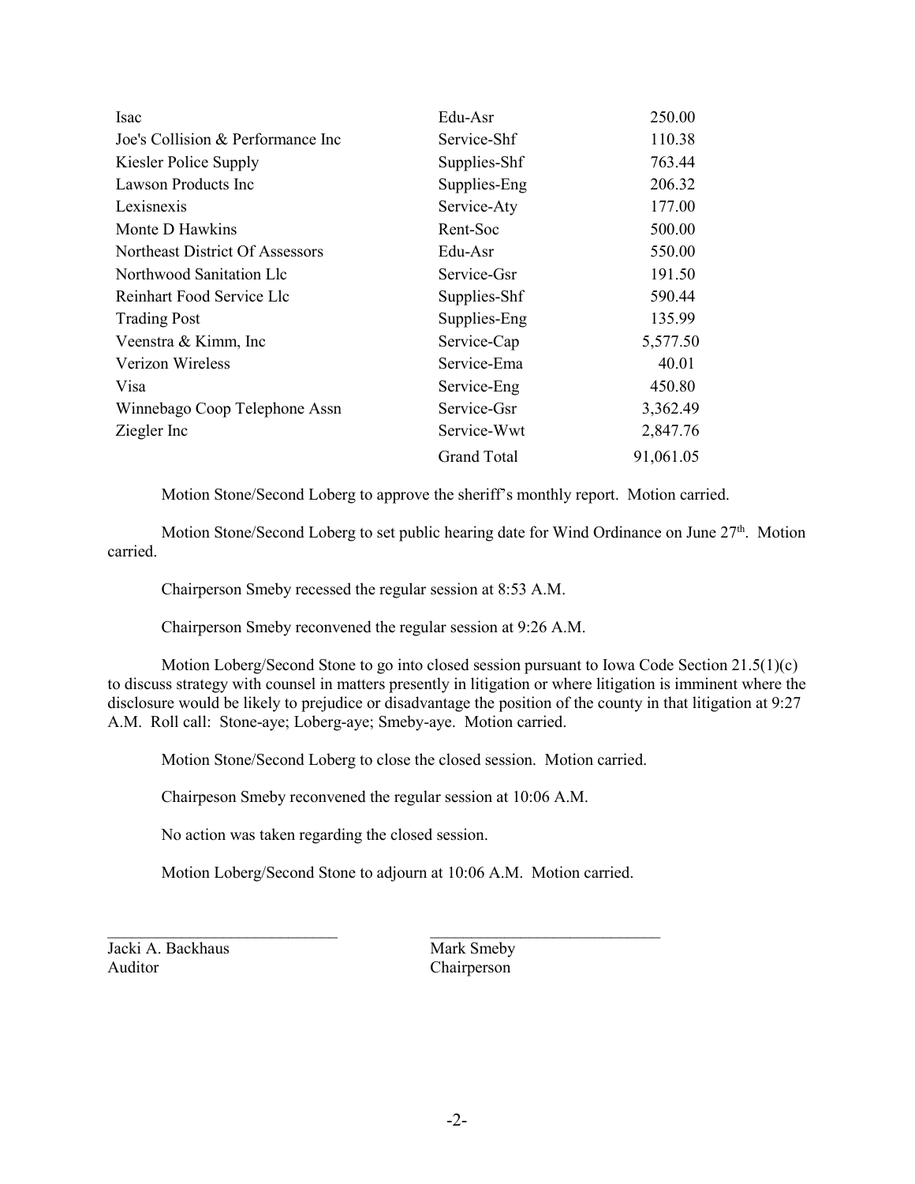| | | |
|---|---|---|
| Isac | Edu-Asr | 250.00 |
| Joe's Collision & Performance Inc | Service-Shf | 110.38 |
| Kiesler Police Supply | Supplies-Shf | 763.44 |
| Lawson Products Inc | Supplies-Eng | 206.32 |
| Lexisnexis | Service-Aty | 177.00 |
| Monte D Hawkins | Rent-Soc | 500.00 |
| Northeast District Of Assessors | Edu-Asr | 550.00 |
| Northwood Sanitation Llc | Service-Gsr | 191.50 |
| Reinhart Food Service Llc | Supplies-Shf | 590.44 |
| Trading Post | Supplies-Eng | 135.99 |
| Veenstra & Kimm, Inc | Service-Cap | 5,577.50 |
| Verizon Wireless | Service-Ema | 40.01 |
| Visa | Service-Eng | 450.80 |
| Winnebago Coop Telephone Assn | Service-Gsr | 3,362.49 |
| Ziegler Inc | Service-Wwt | 2,847.76 |
| | Grand Total | 91,061.05 |

Motion Stone/Second Loberg to approve the sheriff's monthly report. Motion carried.

Motion Stone/Second Loberg to set public hearing date for Wind Ordinance on June 27th. Motion carried.

Chairperson Smeby recessed the regular session at 8:53 A.M.

Chairperson Smeby reconvened the regular session at 9:26 A.M.

Motion Loberg/Second Stone to go into closed session pursuant to Iowa Code Section 21.5(1)(c) to discuss strategy with counsel in matters presently in litigation or where litigation is imminent where the disclosure would be likely to prejudice or disadvantage the position of the county in that litigation at 9:27 A.M. Roll call: Stone-aye; Loberg-aye; Smeby-aye. Motion carried.

Motion Stone/Second Loberg to close the closed session. Motion carried.

Chairpeson Smeby reconvened the regular session at 10:06 A.M.

No action was taken regarding the closed session.

Motion Loberg/Second Stone to adjourn at 10:06 A.M. Motion carried.

\_\_\_\_\_\_\_\_\_\_\_\_\_\_\_\_\_\_\_\_\_\_\_\_\_\_\_\_\_ \_\_\_\_\_\_\_\_\_\_\_\_\_\_\_\_\_\_\_\_\_\_\_\_\_\_\_\_\_

Jacki A. Backhaus
Auditor

Mark Smeby
Chairperson